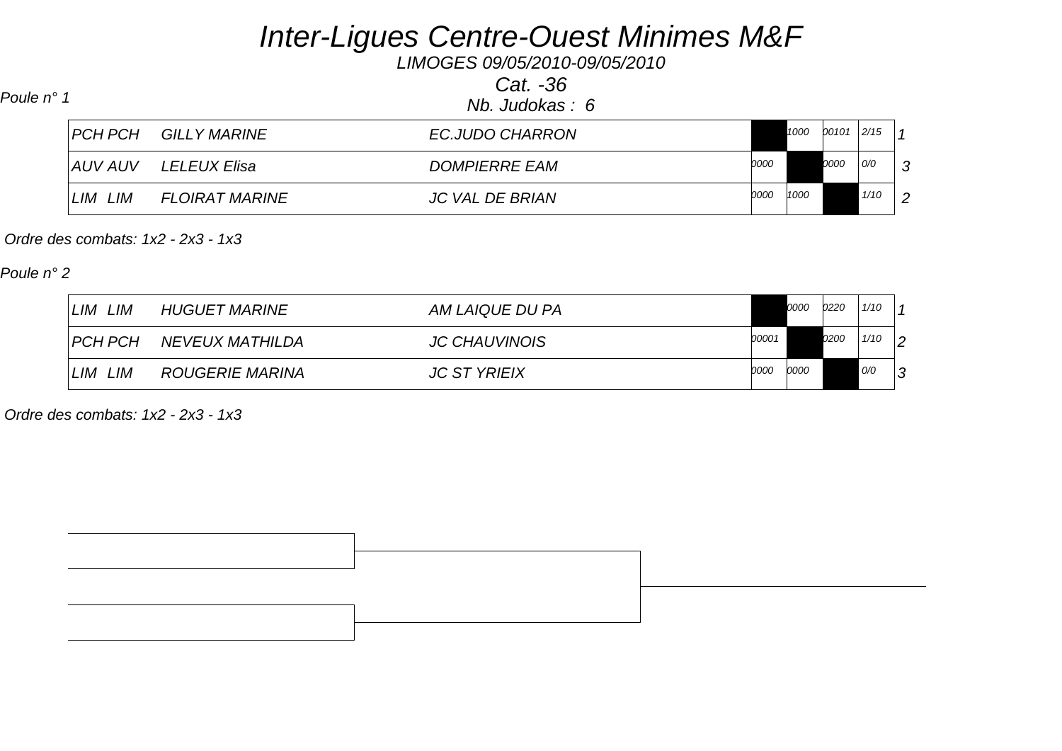# Inter-Ligues Centre-Ouest Minimes M&F

*LIMOGES 09/05/2010-09/05/2010*

*Cat. -36*

*Nb. Judokas : 6*

*Poule n° 1*

| Ligue | Nom | Club | 1 | 2 | 3 | Pts | Rang |
|---|---|---|---|---|---|---|---|
| PCH PCH | GILLY MARINE | EC.JUDO CHARRON | | 1000 | 00101 | 2/15 | 1 |
| AUV AUV | LELEUX Elisa | DOMPIERRE EAM | 0000 | | 0000 | 0/0 | 3 |
| LIM LIM | FLOIRAT MARINE | JC VAL DE BRIAN | 0000 | 1000 | | 1/10 | 2 |

*Ordre des combats: 1x2 - 2x3 - 1x3*

*Poule n° 2*

| Ligue | Nom | Club | 1 | 2 | 3 | Pts | Rang |
|---|---|---|---|---|---|---|---|
| LIM LIM | HUGUET MARINE | AM LAIQUE DU PA | | 0000 | 0220 | 1/10 | 1 |
| PCH PCH | NEVEUX MATHILDA | JC CHAUVINOIS | 00001 | | 0200 | 1/10 | 2 |
| LIM LIM | ROUGERIE MARINA | JC ST YRIEIX | 0000 | 0000 | | 0/0 | 3 |

*Ordre des combats: 1x2 - 2x3 - 1x3*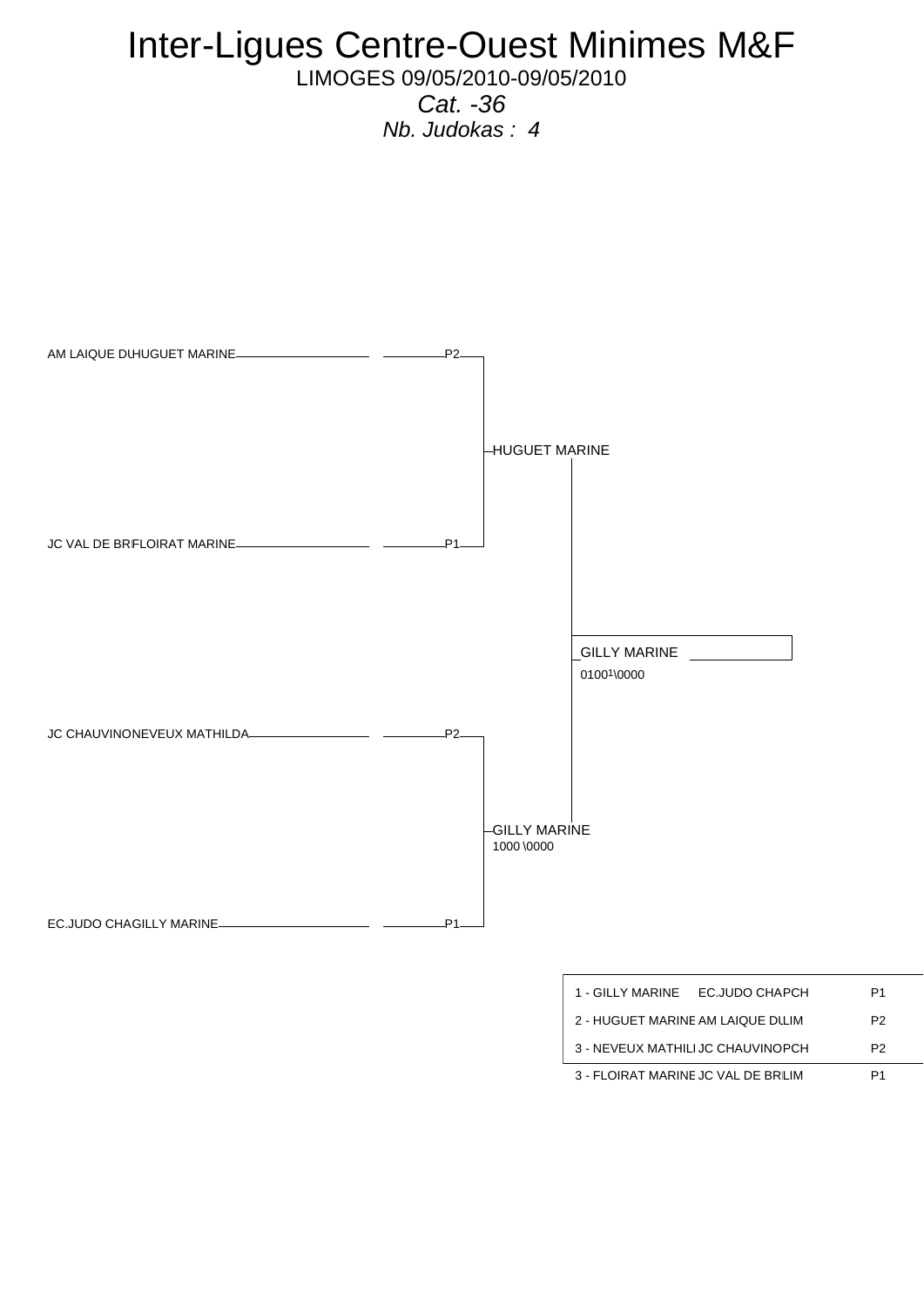# Inter-Ligues Centre-Ouest Minimes M&F

LIMOGES 09/05/2010-09/05/2010

*Cat. -36*

*Nb. Judokas : 4*

AM LAIQUE DUHUGUET MARINE — P2

HUGUET MARINE

JC VAL DE BRFLOIRAT MARINE — P1

GILLY MARINE

0100$^{1}$\0000

JC CHAUVINONEVEUX MATHILDA — P2

GILLY MARINE

1000 \0000

EC.JUDO CHAGILLY MARINE — P1

| | | |
|---|---|---|
| 1 - GILLY MARINE | EC.JUDO CHAPCH | P1 |
| 2 - HUGUET MARINE | AM LAIQUE DULIM | P2 |
| 3 - NEVEUX MATHILI | JC CHAUVINOPCH | P2 |
| 3 - FLOIRAT MARINE | JC VAL DE BRLIM | P1 |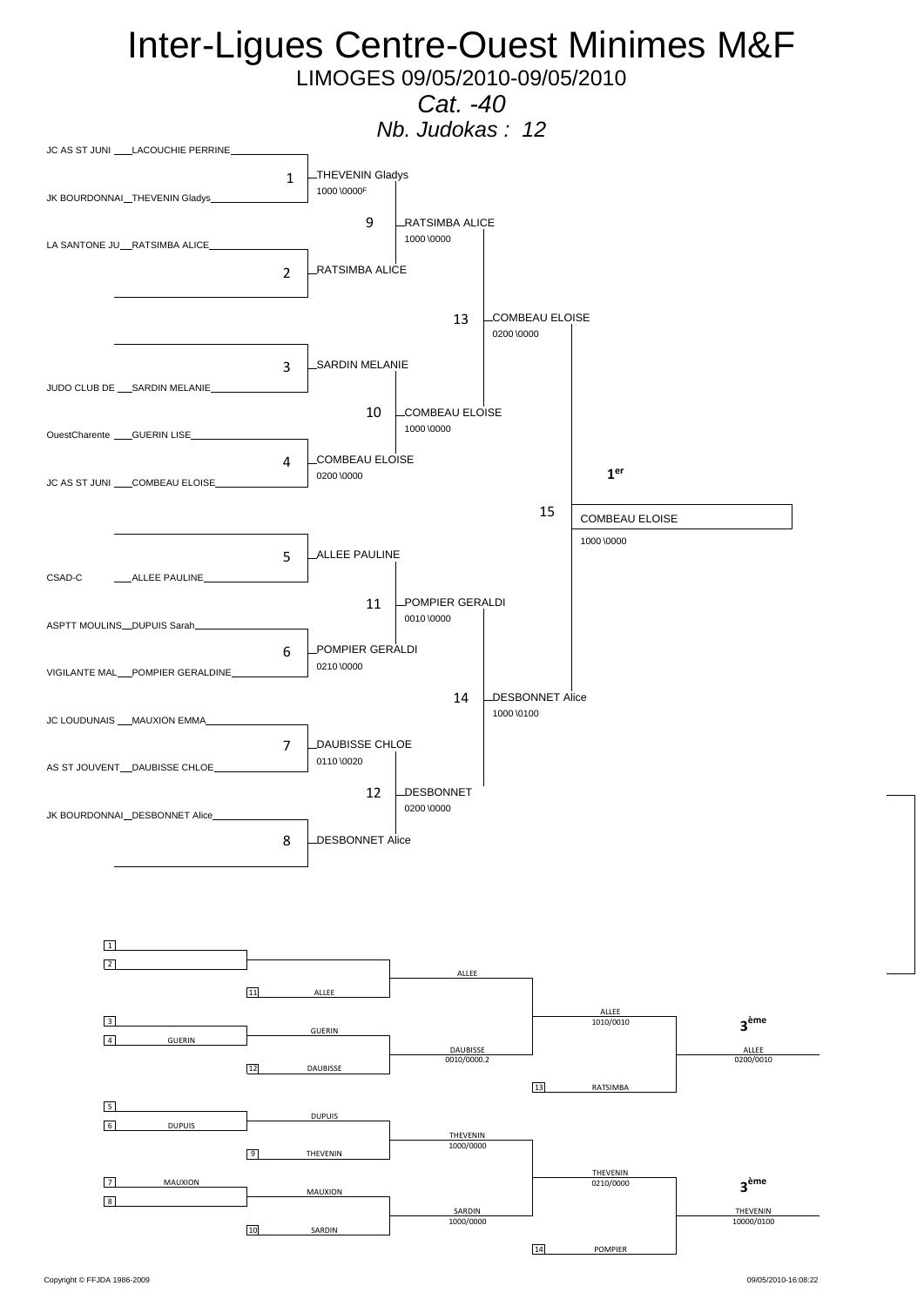# Inter-Ligues Centre-Ouest Minimes M&F

LIMOGES 09/05/2010-09/05/2010

*Cat. -40*

*Nb. Judokas : 12*

## Tableau principal

| Club | Judoka |
|---|---|
| JC AS ST JUNI | LACOUCHIE PERRINE |
| JK BOURDONNAI | THEVENIN Gladys |
| LA SANTONE JU | RATSIMBA ALICE |
| JUDO CLUB DE | SARDIN MELANIE |
| OuestCharente | GUERIN LISE |
| JC AS ST JUNI | COMBEAU ELOISE |
| CSAD-C | ALLEE PAULINE |
| ASPTT MOULINS | DUPUIS Sarah |
| VIGILANTE MAL | POMPIER GERALDINE |
| JC LOUDUNAIS | MAUXION EMMA |
| AS ST JOUVENT | DAUBISSE CHLOE |
| JK BOURDONNAI | DESBONNET Alice |

| Combat | Vainqueur | Score |
|---|---|---|
| 1 | THEVENIN Gladys | 1000 \0000F |
| 2 | RATSIMBA ALICE | |
| 3 | SARDIN MELANIE | |
| 4 | COMBEAU ELOISE | 0200 \0000 |
| 5 | ALLEE PAULINE | |
| 6 | POMPIER GERALDI | 0210 \0000 |
| 7 | DAUBISSE CHLOE | 0110 \0020 |
| 8 | DESBONNET Alice | |
| 9 | RATSIMBA ALICE | 1000 \0000 |
| 10 | COMBEAU ELOISE | 1000 \0000 |
| 11 | POMPIER GERALDI | 0010 \0000 |
| 12 | DESBONNET | 0200 \0000 |
| 13 | COMBEAU ELOISE | 0200 \0000 |
| 14 | DESBONNET Alice | 1000 \0100 |
| 15 | COMBEAU ELOISE | 1000 \0000 |

**1er** : COMBEAU ELOISE

## Repêchages

| Poule | Judoka |
|---|---|
| 1 | |
| 2 | |
| 11 | ALLEE |
| 3 | |
| 4 | GUERIN |
| 12 | DAUBISSE |
| 5 | |
| 6 | DUPUIS |
| 9 | THEVENIN |
| 7 | MAUXION |
| 8 | |
| 10 | SARDIN |

| Tour 1 | Tour 2 | Score | Tour 3 | Score | 3ème | Score |
|---|---|---|---|---|---|---|
| | ALLEE | | ALLEE | 1010/0010 | ALLEE | 0200/0010 |
| GUERIN | DAUBISSE | 0010/0000.2 | 13 RATSIMBA | | | |
| DUPUIS | THEVENIN | 1000/0000 | THEVENIN | 0210/0000 | THEVENIN | 10000/0100 |
| MAUXION | SARDIN | 1000/0000 | 14 POMPIER | | | |

Copyright © FFJDA 1986-2009

09/05/2010-16:08:22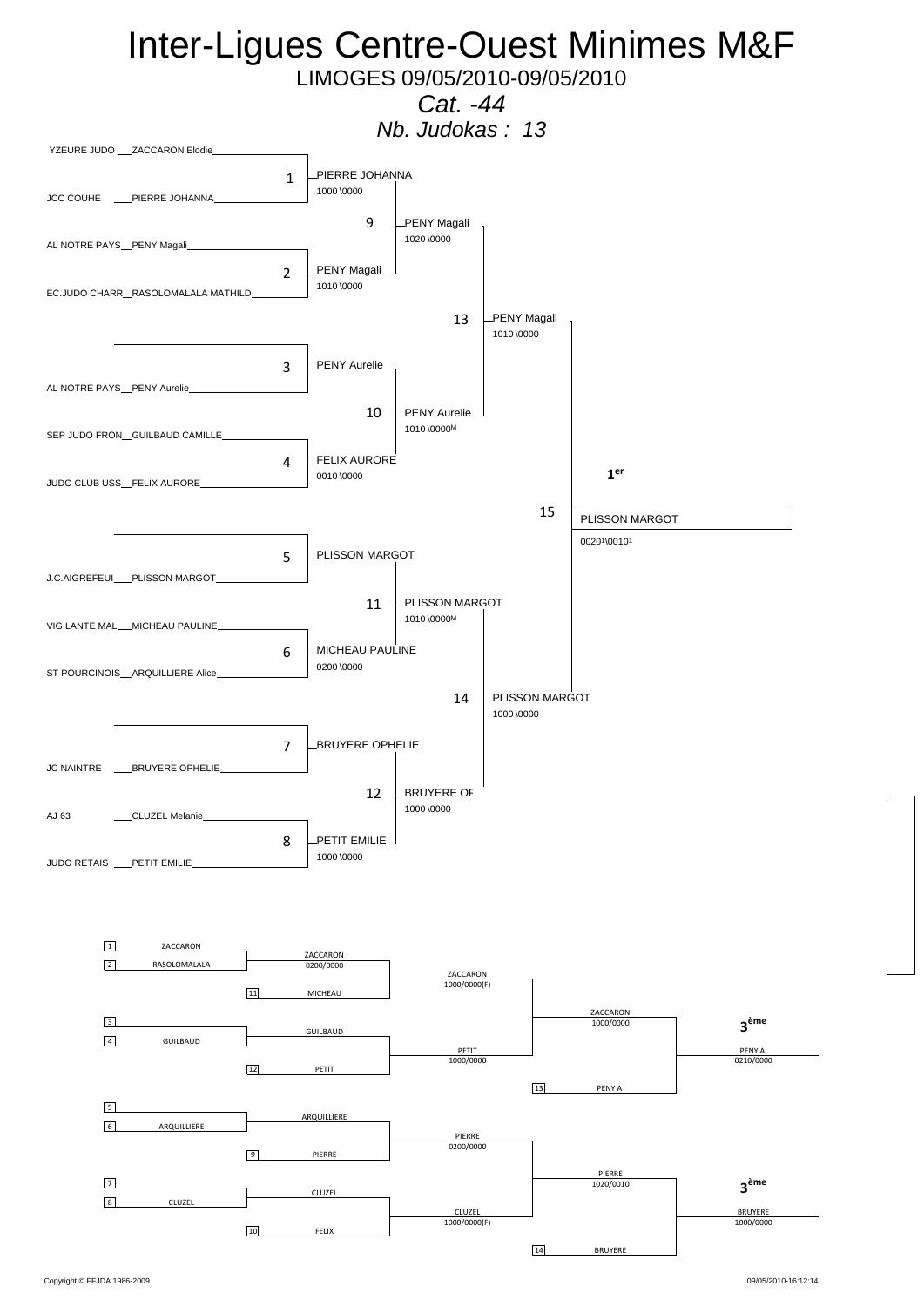# Inter-Ligues Centre-Ouest Minimes M&F

LIMOGES 09/05/2010-09/05/2010

*Cat. -44*

*Nb. Judokas : 13*

## Tableau principal

| Club | Judoka |
| --- | --- |
| YZEURE JUDO | ZACCARON Elodie |
| JCC COUHE | PIERRE JOHANNA |
| AL NOTRE PAYS | PENY Magali |
| EC.JUDO CHARR | RASOLOMALALA MATHILD |
| | |
| AL NOTRE PAYS | PENY Aurelie |
| SEP JUDO FRON | GUILBAUD CAMILLE |
| JUDO CLUB USS | FELIX AURORE |
| | |
| J.C.AIGREFEUI | PLISSON MARGOT |
| VIGILANTE MAL | MICHEAU PAULINE |
| ST POURCINOIS | ARQUILLIERE Alice |
| | |
| JC NAINTRE | BRUYERE OPHELIE |
| AJ 63 | CLUZEL Melanie |
| JUDO RETAIS | PETIT EMILIE |

| Combat | Vainqueur | Score |
| --- | --- | --- |
| 1 | PIERRE JOHANNA | 1000 \0000 |
| 2 | PENY Magali | 1010 \0000 |
| 3 | PENY Aurelie | |
| 4 | FELIX AURORE | 0010 \0000 |
| 5 | PLISSON MARGOT | |
| 6 | MICHEAU PAULINE | 0200 \0000 |
| 7 | BRUYERE OPHELIE | |
| 8 | PETIT EMILIE | 1000 \0000 |
| 9 | PENY Magali | 1020 \0000 |
| 10 | PENY Aurelie | 1010 \0000M |
| 11 | PLISSON MARGOT | 1010 \0000M |
| 12 | BRUYERE OF | 1000 \0000 |
| 13 | PENY Magali | 1010 \0000 |
| 14 | PLISSON MARGOT | 1000 \0000 |
| 15 | PLISSON MARGOT | 0020[1]\0010[1] |

**1er** : PLISSON MARGOT

## Repêchages

| N° | Judoka |
| --- | --- |
| 1 | ZACCARON |
| 2 | RASOLOMALALA |
| 11 | MICHEAU |
| 3 | |
| 4 | GUILBAUD |
| 12 | PETIT |
| 13 | PENY A |
| 5 | |
| 6 | ARQUILLIERE |
| 9 | PIERRE |
| 7 | |
| 8 | CLUZEL |
| 10 | FELIX |
| 14 | BRUYERE |

| Vainqueur | Score |
| --- | --- |
| ZACCARON | 0200/0000 |
| ZACCARON | 1000/0000(F) |
| GUILBAUD | |
| PETIT | 1000/0000 |
| ZACCARON | 1000/0000 |
| ARQUILLIERE | |
| PIERRE | 0200/0000 |
| CLUZEL | |
| CLUZEL | 1000/0000(F) |
| PIERRE | 1020/0010 |

**3ème** : PENY A 0210/0000

**3ème** : BRUYERE 1000/0000

Copyright © FFJDA 1986-2009

09/05/2010-16:12:14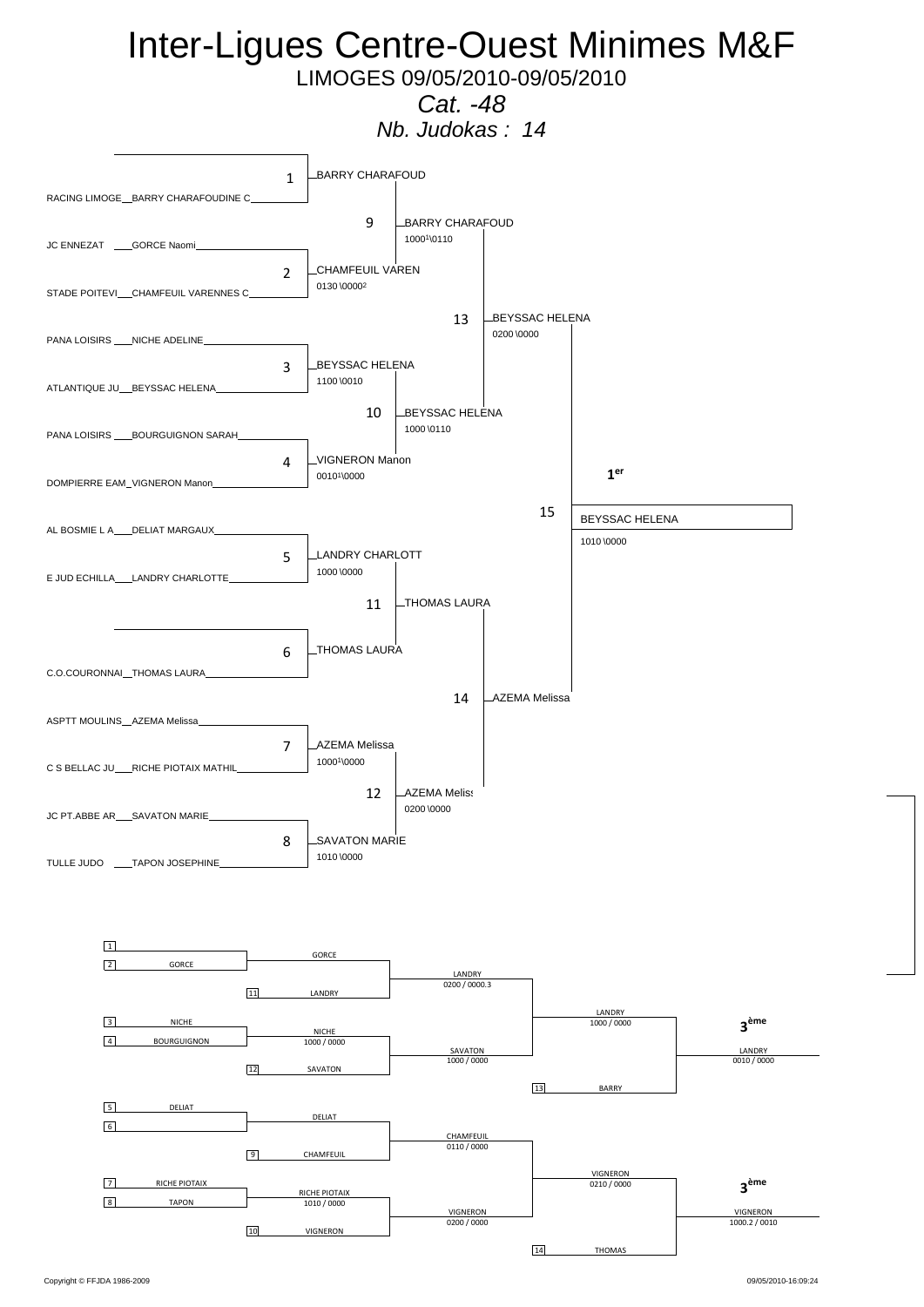# Inter-Ligues Centre-Ouest Minimes M&F

LIMOGES 09/05/2010-09/05/2010

*Cat. -48*

*Nb. Judokas : 14*

## Tableau principal

| Club | Judoka |
|---|---|
| RACING LIMOGE | BARRY CHARAFOUDINE C |
| JC ENNEZAT | GORCE Naomi |
| STADE POITEVI | CHAMFEUIL VARENNES C |
| PANA LOISIRS | NICHE ADELINE |
| ATLANTIQUE JU | BEYSSAC HELENA |
| PANA LOISIRS | BOURGUIGNON SARAH |
| DOMPIERRE EAM | VIGNERON Manon |
| AL BOSMIE L A | DELIAT MARGAUX |
| E JUD ECHILLA | LANDRY CHARLOTTE |
| C.O.COURONNAI | THOMAS LAURA |
| ASPTT MOULINS | AZEMA Melissa |
| C S BELLAC JU | RICHE PIOTAIX MATHIL |
| JC PT.ABBE AR | SAVATON MARIE |
| TULLE JUDO | TAPON JOSEPHINE |

| Combat | Vainqueur | Score |
|---|---|---|
| 1 | BARRY CHARAFOUD | |
| 2 | CHAMFEUIL VAREN | 0130 \0000² |
| 3 | BEYSSAC HELENA | 1100 \0010 |
| 4 | VIGNERON Manon | 0010¹\0000 |
| 5 | LANDRY CHARLOTT | 1000 \0000 |
| 6 | THOMAS LAURA | |
| 7 | AZEMA Melissa | 1000¹\0000 |
| 8 | SAVATON MARIE | 1010 \0000 |
| 9 | BARRY CHARAFOUD | 1000¹\0110 |
| 10 | BEYSSAC HELENA | 1000 \0110 |
| 11 | THOMAS LAURA | |
| 12 | AZEMA Melis | 0200 \0000 |
| 13 | BEYSSAC HELENA | 0200 \0000 |
| 14 | AZEMA Melissa | |
| 15 | BEYSSAC HELENA | 1010 \0000 |

**1er** : BEYSSAC HELENA

## Repêchages

| N° | Judoka | Tour 1 | Tour 2 | Tour 3 | 3ème |
|---|---|---|---|---|---|
| 1 | | GORCE | LANDRY 0200 / 0000.3 | LANDRY 1000 / 0000 | LANDRY 0010 / 0000 |
| 2 | GORCE | | | | |
| 11 | LANDRY | | | | |
| 3 | NICHE | NICHE 1000 / 0000 | SAVATON 1000 / 0000 | | |
| 4 | BOURGUIGNON | | | | |
| 12 | SAVATON | | | | |
| 13 | BARRY | | | | |
| 5 | DELIAT | DELIAT | CHAMFEUIL 0110 / 0000 | VIGNERON 0210 / 0000 | VIGNERON 1000.2 / 0010 |
| 6 | | | | | |
| 9 | CHAMFEUIL | | | | |
| 7 | RICHE PIOTAIX | RICHE PIOTAIX 1010 / 0000 | VIGNERON 0200 / 0000 | | |
| 8 | TAPON | | | | |
| 10 | VIGNERON | | | | |
| 14 | THOMAS | | | | |

**3ème** : LANDRY

**3ème** : VIGNERON

Copyright © FFJDA 1986-2009

09/05/2010-16:09:24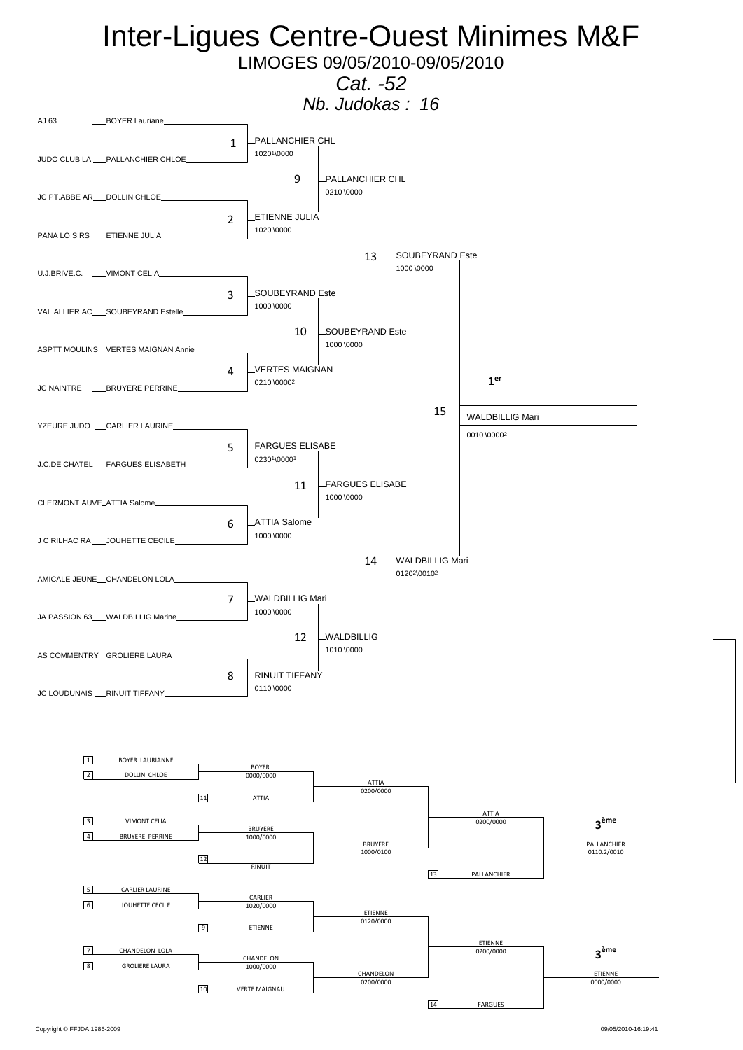# Inter-Ligues Centre-Ouest Minimes M&F

LIMOGES 09/05/2010-09/05/2010

*Cat. -52*

*Nb. Judokas : 16*

## Tableau principal

| Club | Judoka |
|---|---|
| AJ 63 | BOYER Lauriane |
| JUDO CLUB LA | PALLANCHIER CHLOE |
| JC PT.ABBE AR | DOLLIN CHLOE |
| PANA LOISIRS | ETIENNE JULIA |
| U.J.BRIVE.C. | VIMONT CELIA |
| VAL ALLIER AC | SOUBEYRAND Estelle |
| ASPTT MOULINS | VERTES MAIGNAN Annie |
| JC NAINTRE | BRUYERE PERRINE |
| YZEURE JUDO | CARLIER LAURINE |
| J.C.DE CHATEL | FARGUES ELISABETH |
| CLERMONT AUVE | ATTIA Salome |
| J C RILHAC RA | JOUHETTE CECILE |
| AMICALE JEUNE | CHANDELON LOLA |
| JA PASSION 63 | WALDBILLIG Marine |
| AS COMMENTRY | GROLIERE LAURA |
| JC LOUDUNAIS | RINUIT TIFFANY |

| Combat | Vainqueur | Score |
|---|---|---|
| 1 | PALLANCHIER CHL | 1020[1]\0000 |
| 2 | ETIENNE JULIA | 1020 \0000 |
| 3 | SOUBEYRAND Este | 1000 \0000 |
| 4 | VERTES MAIGNAN | 0210 \0000[2] |
| 5 | FARGUES ELISABE | 0230[1]\0000[1] |
| 6 | ATTIA Salome | 1000 \0000 |
| 7 | WALDBILLIG Mari | 1000 \0000 |
| 8 | RINUIT TIFFANY | 0110 \0000 |
| 9 | PALLANCHIER CHL | 0210 \0000 |
| 10 | SOUBEYRAND Este | 1000 \0000 |
| 11 | FARGUES ELISABE | 1000 \0000 |
| 12 | WALDBILLIG | 1010 \0000 |
| 13 | SOUBEYRAND Este | 1000 \0000 |
| 14 | WALDBILLIG Mari | 0120[2]\0010[2] |
| 15 | WALDBILLIG Mari | 0010 \0000[2] |

**1er** : WALDBILLIG Mari

## Repêchages

| N° | Judoka |
|---|---|
| 1 | BOYER LAURIANNE |
| 2 | DOLLIN CHLOE |
| 3 | VIMONT CELIA |
| 4 | BRUYERE PERRINE |
| 5 | CARLIER LAURINE |
| 6 | JOUHETTE CECILE |
| 7 | CHANDELON LOLA |
| 8 | GROLIERE LAURA |

| Combat | Vainqueur | Score |
|---|---|---|
| 1-2 | BOYER | 0000/0000 |
| BOYER vs ATTIA (11) | ATTIA | 0200/0000 |
| 3-4 | BRUYERE | 1000/0000 |
| BRUYERE vs RINUIT (12) | BRUYERE | 1000/0100 |
| ATTIA vs BRUYERE | ATTIA | 0200/0000 |
| ATTIA vs PALLANCHIER (13) | PALLANCHIER | 0110.2/0010 |
| 5-6 | CARLIER | 1020/0000 |
| CARLIER vs ETIENNE (9) | ETIENNE | 0120/0000 |
| 7-8 | CHANDELON | 1000/0000 |
| CHANDELON vs VERTE MAIGNAU (10) | CHANDELON | 0200/0000 |
| ETIENNE vs CHANDELON | ETIENNE | 0200/0000 |
| ETIENNE vs FARGUES (14) | ETIENNE | 0000/0000 |

**3ème** : PALLANCHIER

**3ème** : ETIENNE

Copyright © FFJDA 1986-2009

09/05/2010-16:19:41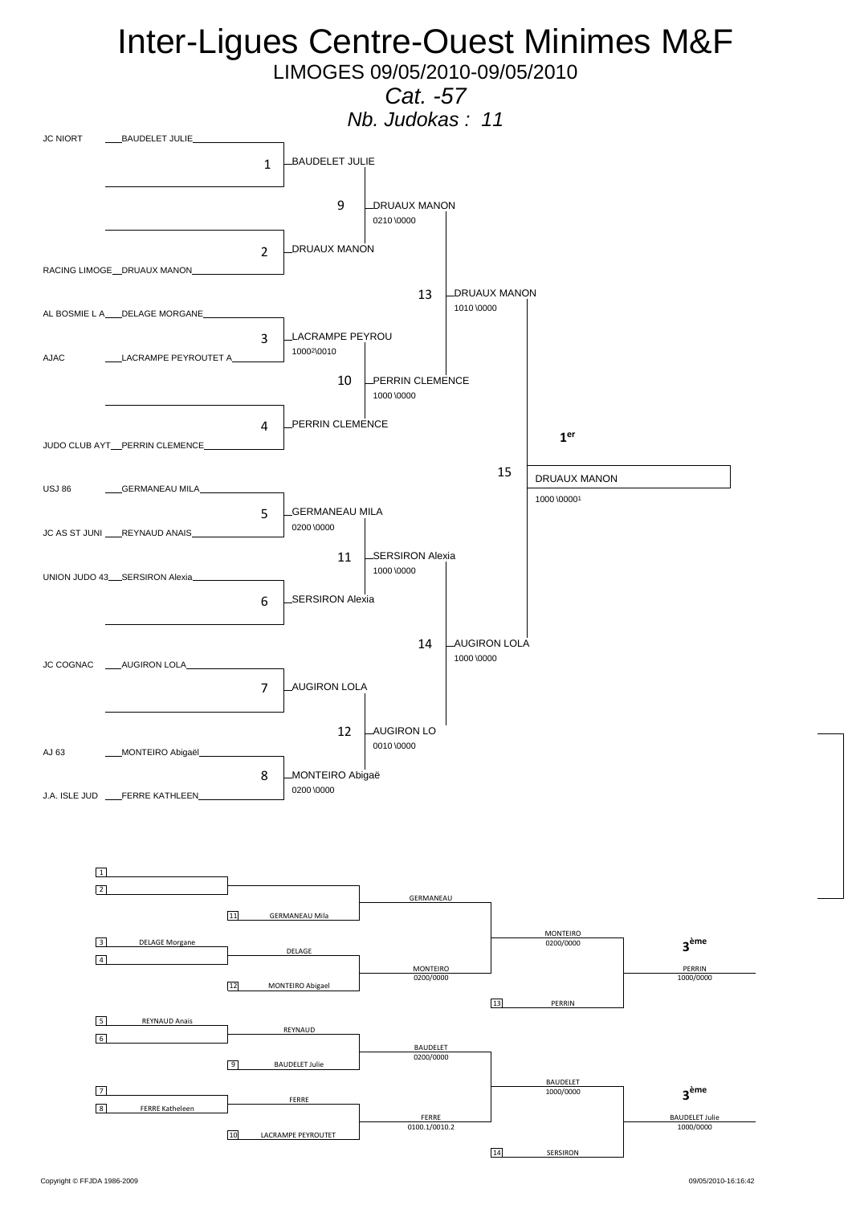# Inter-Ligues Centre-Ouest Minimes M&F

LIMOGES 09/05/2010-09/05/2010

*Cat. -57*

*Nb. Judokas : 11*

## Tableau principal

| Club | Judoka |
|---|---|
| JC NIORT | BAUDELET JULIE |
| RACING LIMOGE | DRUAUX MANON |
| AL BOSMIE L A | DELAGE MORGANE |
| AJAC | LACRAMPE PEYROUTET A |
| JUDO CLUB AYT | PERRIN CLEMENCE |
| USJ 86 | GERMANEAU MILA |
| JC AS ST JUNI | REYNAUD ANAIS |
| UNION JUDO 43 | SERSIRON Alexia |
| JC COGNAC | AUGIRON LOLA |
| AJ 63 | MONTEIRO Abigaël |
| J.A. ISLE JUD | FERRE KATHLEEN |

| Combat | Vainqueur | Score |
|---|---|---|
| 1 | BAUDELET JULIE | |
| 2 | DRUAUX MANON | |
| 3 | LACRAMPE PEYROU | 1000²\0010 |
| 4 | PERRIN CLEMENCE | |
| 5 | GERMANEAU MILA | 0200 \0000 |
| 6 | SERSIRON Alexia | |
| 7 | AUGIRON LOLA | |
| 8 | MONTEIRO Abigaë | 0200 \0000 |
| 9 | DRUAUX MANON | 0210 \0000 |
| 10 | PERRIN CLEMENCE | 1000 \0000 |
| 11 | SERSIRON Alexia | 1000 \0000 |
| 12 | AUGIRON LO | 0010 \0000 |
| 13 | DRUAUX MANON | 1010 \0000 |
| 14 | AUGIRON LOLA | 1000 \0000 |
| 15 | DRUAUX MANON | 1000 \0000¹ |

**1er** : DRUAUX MANON

## Repêchages

| Poule | Combattants | Vainqueur | Score |
|---|---|---|---|
| 1 / 2 | — | | |
| 11 | GERMANEAU Mila | GERMANEAU | |
| 3 / 4 | DELAGE Morgane | DELAGE | |
| 12 | MONTEIRO Abigael | MONTEIRO | 0200/0000 |
| | GERMANEAU / MONTEIRO | MONTEIRO | 0200/0000 |
| 13 | PERRIN | | |
| **3ème** | | PERRIN | 1000/0000 |
| 5 / 6 | REYNAUD Anais | REYNAUD | |
| 9 | BAUDELET Julie | BAUDELET | 0200/0000 |
| 7 / 8 | FERRE Katheleen | FERRE | |
| 10 | LACRAMPE PEYROUTET | FERRE | 0100.1/0010.2 |
| | BAUDELET / FERRE | BAUDELET | 1000/0000 |
| 14 | SERSIRON | | |
| **3ème** | | BAUDELET Julie | 1000/0000 |

Copyright © FFJDA 1986-2009

09/05/2010-16:16:42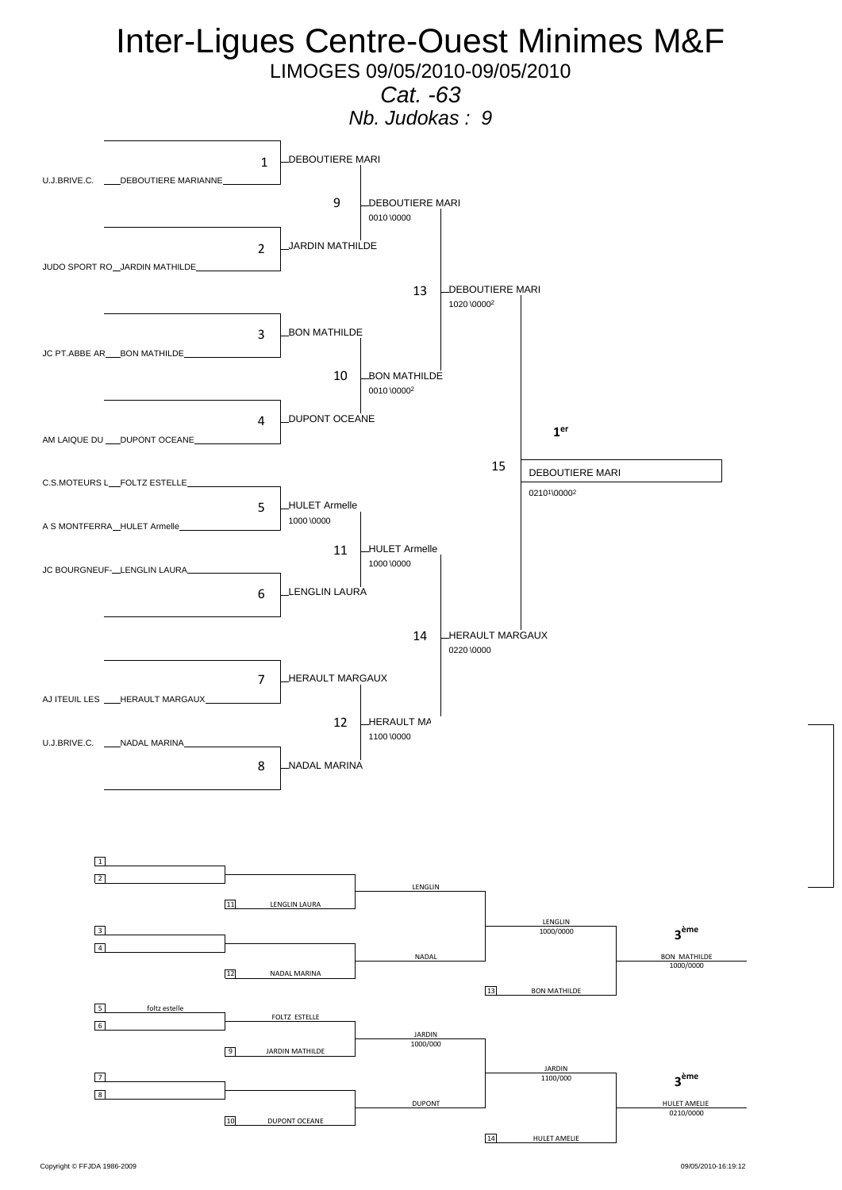# Inter-Ligues Centre-Ouest Minimes M&F

LIMOGES 09/05/2010-09/05/2010

*Cat. -63*

*Nb. Judokas : 9*

## Tableau principal

| N° | Club | Judoka |
|---|---|---|
| 1 | U.J.BRIVE.C. | DEBOUTIERE MARIANNE |
| 2 | JUDO SPORT RO | JARDIN MATHILDE |
| 3 | JC PT.ABBE AR | BON MATHILDE |
| 4 | AM LAIQUE DU | DUPONT OCEANE |
| | C.S.MOTEURS L | FOLTZ ESTELLE |
| 5 | A S MONTFERRA | HULET Armelle |
| 6 | JC BOURGNEUF- | LENGLIN LAURA |
| 7 | AJ ITEUIL LES | HERAULT MARGAUX |
| 8 | U.J.BRIVE.C. | NADAL MARINA |

| Combat | Vainqueur | Score |
|---|---|---|
| 1 | DEBOUTIERE MARI | |
| 2 | JARDIN MATHILDE | |
| 3 | BON MATHILDE | |
| 4 | DUPONT OCEANE | |
| 5 | HULET Armelle | 1000 \0000 |
| 6 | LENGLIN LAURA | |
| 7 | HERAULT MARGAUX | |
| 8 | NADAL MARINA | |
| 9 | DEBOUTIERE MARI | 0010 \0000 |
| 10 | BON MATHILDE | 0010 \0000[2] |
| 11 | HULET Armelle | 1000 \0000 |
| 12 | HERAULT MA | 1100 \0000 |
| 13 | DEBOUTIERE MARI | 1020 \0000[2] |
| 14 | HERAULT MARGAUX | 0220 \0000 |
| 15 | DEBOUTIERE MARI | 0210[1]\0000[2] |

**1er** : DEBOUTIERE MARI

## Repêchages

| N° | Judoka |
|---|---|
| 1 | |
| 2 | |
| 11 | LENGLIN LAURA |
| 3 | |
| 4 | |
| 12 | NADAL MARINA |
| 13 | BON MATHILDE |
| 5 | foltz estelle |
| 6 | |
| 9 | JARDIN MATHILDE |
| 7 | |
| 8 | |
| 10 | DUPONT OCEANE |
| 14 | HULET AMELIE |

| Tour | Vainqueur | Score |
|---|---|---|
| 11 vs (1/2) | LENGLIN | |
| 12 vs (3/4) | NADAL | |
| LENGLIN vs NADAL | LENGLIN | 1000/0000 |
| Final (vs 13) — **3ème** | BON MATHILDE | 1000/0000 |
| (5/6) | FOLTZ ESTELLE | |
| FOLTZ vs 9 | JARDIN | 1000/000 |
| 10 vs (7/8) | DUPONT | |
| JARDIN vs DUPONT | JARDIN | 1100/000 |
| Final (vs 14) — **3ème** | HULET AMELIE | 0210/0000 |

Copyright © FFJDA 1986-2009

09/05/2010-16:19:12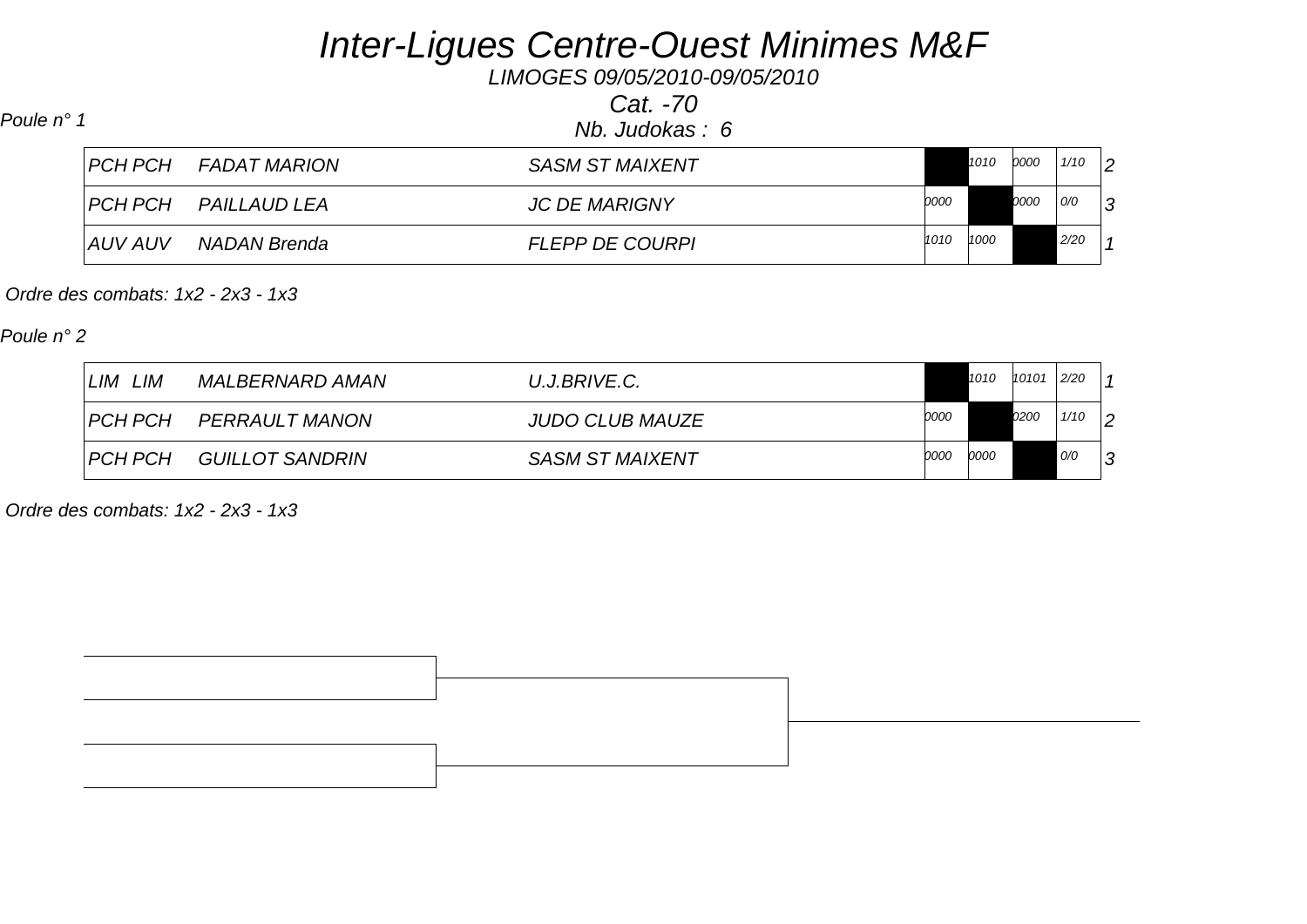# Inter-Ligues Centre-Ouest Minimes M&F

LIMOGES 09/05/2010-09/05/2010

Cat. -70

Nb. Judokas : 6

Poule n° 1

| Ligue | Nom | Club | 1 | 2 | 3 | Total | Class. |
|---|---|---|---|---|---|---|---|
| PCH PCH | FADAT MARION | SASM ST MAIXENT | | 1010 | 0000 | 1/10 | 2 |
| PCH PCH | PAILLAUD LEA | JC DE MARIGNY | 0000 | | 0000 | 0/0 | 3 |
| AUV AUV | NADAN Brenda | FLEPP DE COURPI | 1010 | 1000 | | 2/20 | 1 |

Ordre des combats: 1x2 - 2x3 - 1x3

Poule n° 2

| Ligue | Nom | Club | 1 | 2 | 3 | Total | Class. |
|---|---|---|---|---|---|---|---|
| LIM LIM | MALBERNARD AMAN | U.J.BRIVE.C. | | 1010 | 10101 | 2/20 | 1 |
| PCH PCH | PERRAULT MANON | JUDO CLUB MAUZE | 0000 | | 0200 | 1/10 | 2 |
| PCH PCH | GUILLOT SANDRIN | SASM ST MAIXENT | 0000 | 0000 | | 0/0 | 3 |

Ordre des combats: 1x2 - 2x3 - 1x3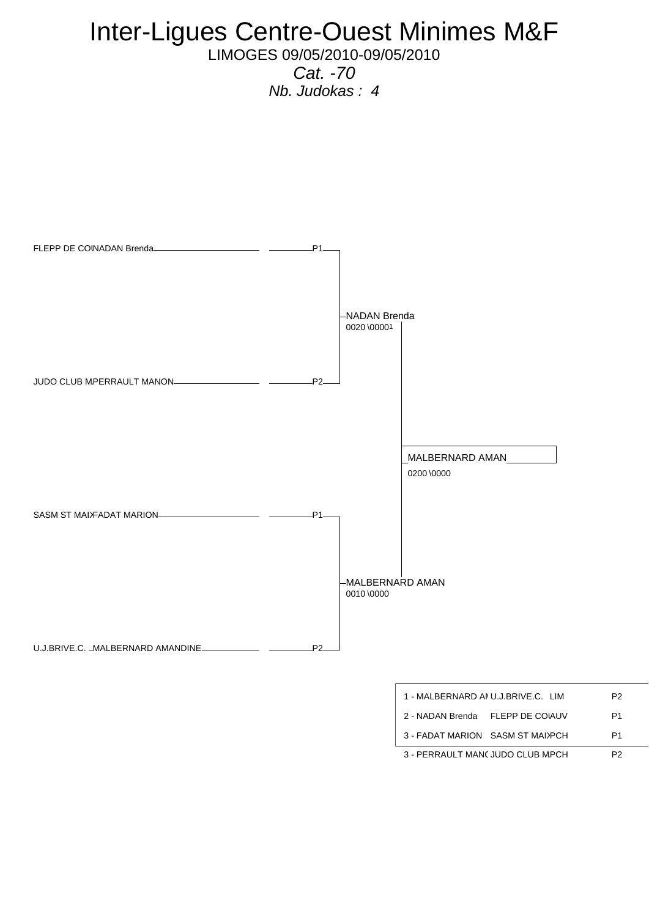# Inter-Ligues Centre-Ouest Minimes M&F

LIMOGES 09/05/2010-09/05/2010

*Cat. -70*

*Nb. Judokas : 4*

FLEPP DE COI NADAN Brenda — P1

JUDO CLUB M PERRAULT MANON — P2

SASM ST MAI FADAT MARION — P1

U.J.BRIVE.C. MALBERNARD AMANDINE — P2

NADAN Brenda
0020 \0000 1

MALBERNARD AMAN
0010 \0000

MALBERNARD AMAN
0200 \0000

| | | | |
|---|---|---|---|
| 1 - MALBERNARD AI | U.J.BRIVE.C. | LIM | P2 |
| 2 - NADAN Brenda | FLEPP DE COI | AUV | P1 |
| 3 - FADAT MARION | SASM ST MAI | PCH | P1 |
| 3 - PERRAULT MANC | JUDO CLUB M | PCH | P2 |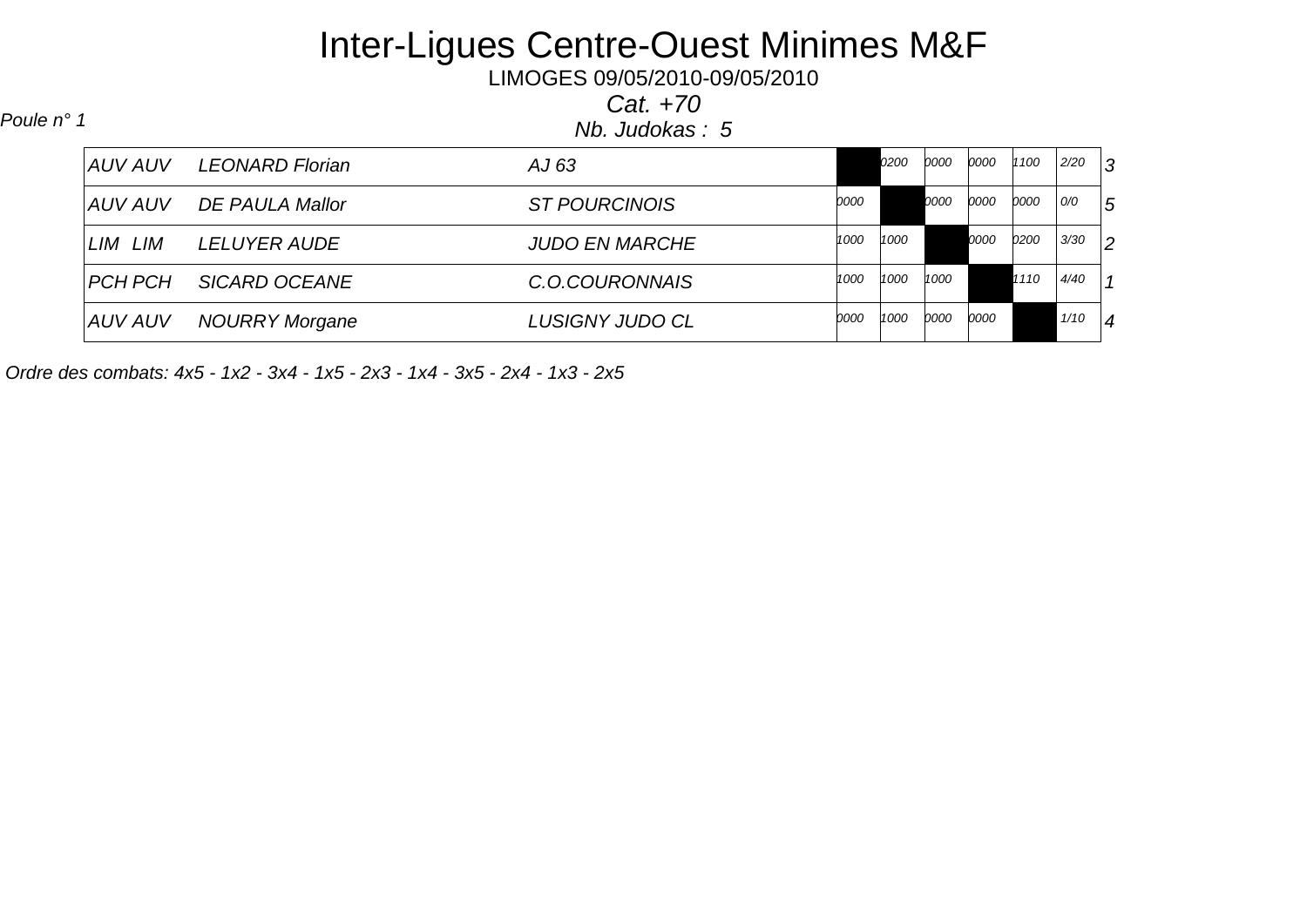# Inter-Ligues Centre-Ouest Minimes M&F

LIMOGES 09/05/2010-09/05/2010

*Cat. +70*

*Poule n° 1*

*Nb. Judokas : 5*

| | | | | | | | | | | |
|---|---|---|---|---|---|---|---|---|---|---|
| AUV AUV | LEONARD Florian | AJ 63 | | 0200 | 0000 | 0000 | 1100 | 2/20 | 3 |
| AUV AUV | DE PAULA Mallor | ST POURCINOIS | 0000 | | 0000 | 0000 | 0000 | 0/0 | 5 |
| LIM LIM | LELUYER AUDE | JUDO EN MARCHE | 1000 | 1000 | | 0000 | 0200 | 3/30 | 2 |
| PCH PCH | SICARD OCEANE | C.O.COURONNAIS | 1000 | 1000 | 1000 | | 1110 | 4/40 | 1 |
| AUV AUV | NOURRY Morgane | LUSIGNY JUDO CL | 0000 | 1000 | 0000 | 0000 | | 1/10 | 4 |

*Ordre des combats: 4x5 - 1x2 - 3x4 - 1x5 - 2x3 - 1x4 - 3x5 - 2x4 - 1x3 - 2x5*